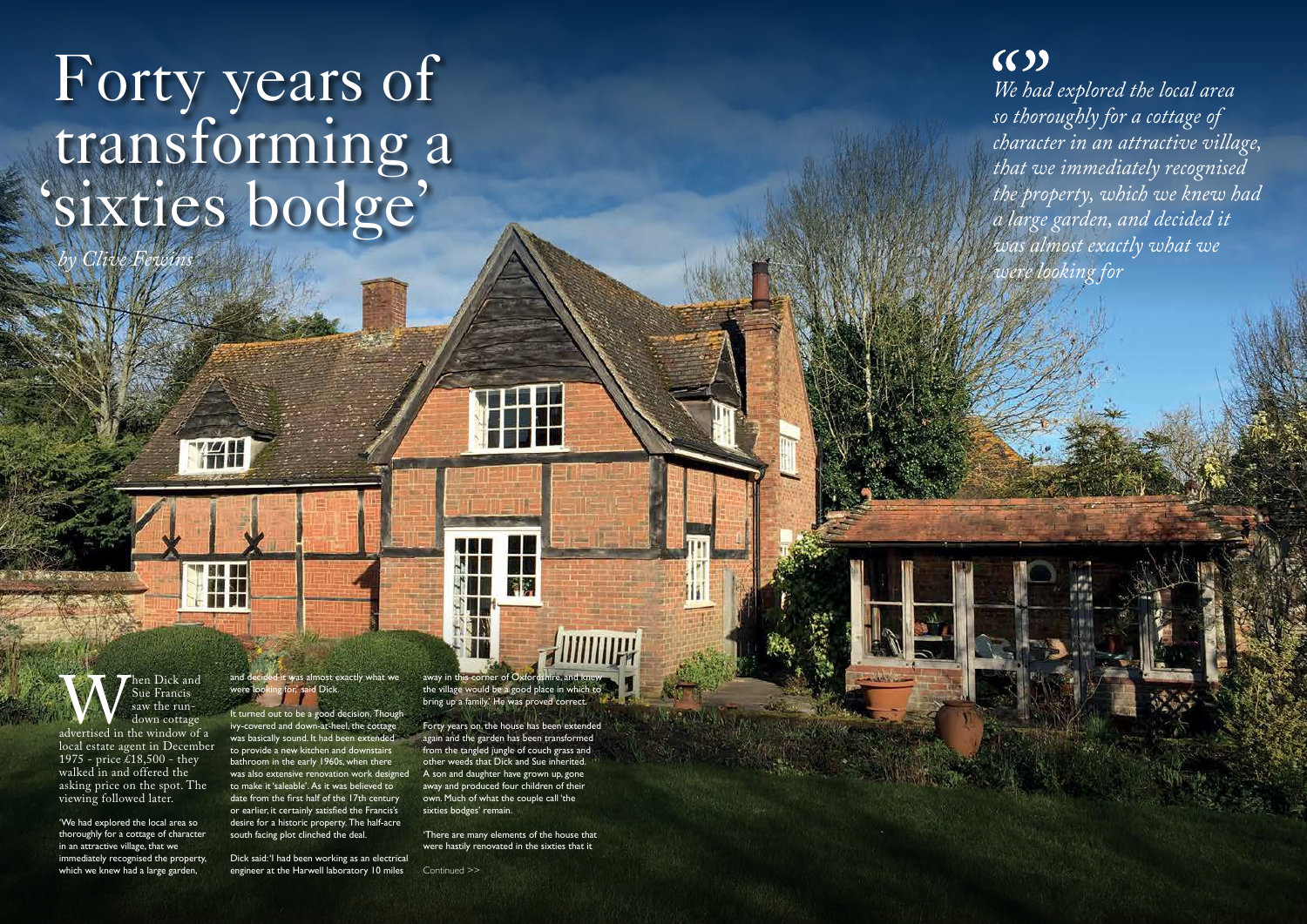# Forty years of transforming a 'sixties bodge'

*by Clive Fewins*

> *We had explored the local area so thoroughly for a cottage of character in an attractive village, that we immediately recognised the property, which we knew had a large garden, and decided it was almost exactly what we were looking for*

When Dick and Sue Francis saw the run-down cottage advertised in the window of a local estate agent in December 1975 - price £18,500 - they walked in and offered the asking price on the spot. The viewing followed later.

'We had explored the local area so thoroughly for a cottage of character in an attractive village, that we immediately recognised the property, which we knew had a large garden, and decided it was almost exactly what we were looking for,' said Dick.

It turned out to be a good decision. Though ivy-covered and down-at-heel, the cottage was basically sound. It had been extended to provide a new kitchen and downstairs bathroom in the early 1960s, when there was also extensive renovation work designed to make it 'saleable'. As it was believed to date from the first half of the 17th century or earlier, it certainly satisfied the Francis's desire for a historic property. The half-acre south facing plot clinched the deal.

Dick said: 'I had been working as an electrical engineer at the Harwell laboratory 10 miles away in this corner of Oxfordshire, and knew the village would be a good place in which to bring up a family.' He was proved correct.

Forty years on, the house has been extended again and the garden has been transformed from the tangled jungle of couch grass and other weeds that Dick and Sue inherited. A son and daughter have grown up, gone away and produced four children of their own. Much of what the couple call 'the sixties bodges' remain.

'There are many elements of the house that were hastily renovated in the sixties that it

Continued >>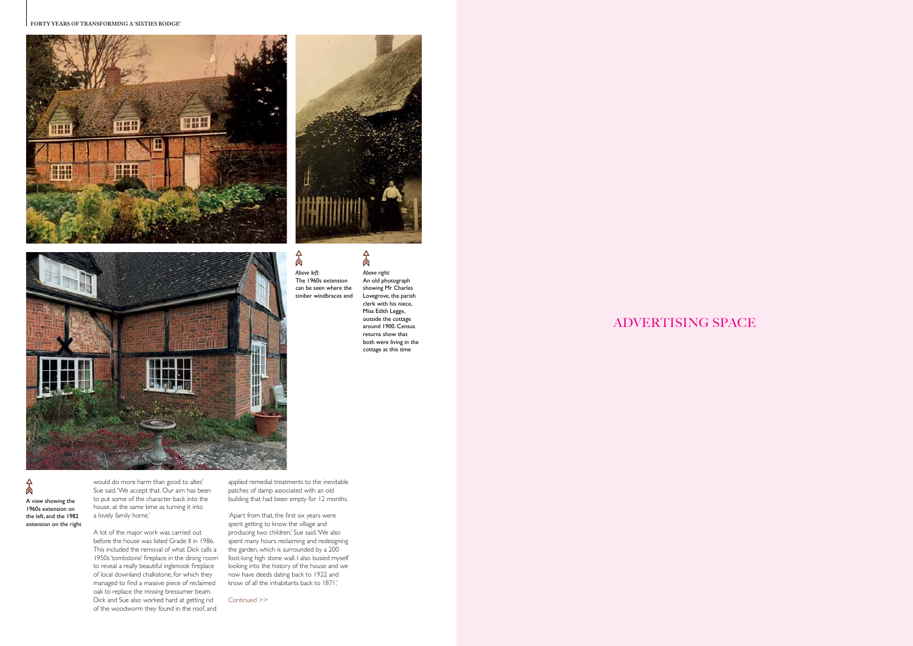*Above left:*
The 1960s extension can be seen where the timber windbraces end

*Above right:*
An old photograph showing Mr Charles Lovegrove, the parish clerk with his niece, Miss Edith Legge, outside the cottage around 1900. Census returns show that both were living in the cottage at this time

A view showing the 1960s extension on the left, and the 1982 extension on the right

would do more harm than good to alter,' Sue said. 'We accept that. Our aim has been to put some of the character back into the house, at the same time as turning it into a lovely family home.'

A lot of the major work was carried out before the house was listed Grade II in 1986. This included the removal of what Dick calls a 1950s 'tombstone' fireplace in the dining room to reveal a really beautiful inglenook fireplace of local downland chalkstone, for which they managed to find a massive piece of reclaimed oak to replace the missing bressumer beam. Dick and Sue also worked hard at getting rid of the woodworm they found in the roof, and applied remedial treatments to the inevitable patches of damp associated with an old building that had been empty for 12 months.

'Apart from that, the first six years were spent getting to know the village and producing two children,' Sue said. 'We also spent many hours reclaiming and redesigning the garden, which is surrounded by a 200 foot-long high stone wall. I also busied myself looking into the history of the house and we now have deeds dating back to 1922 and know of all the inhabitants back to 1871.'

Continued >>

ADVERTISING SPACE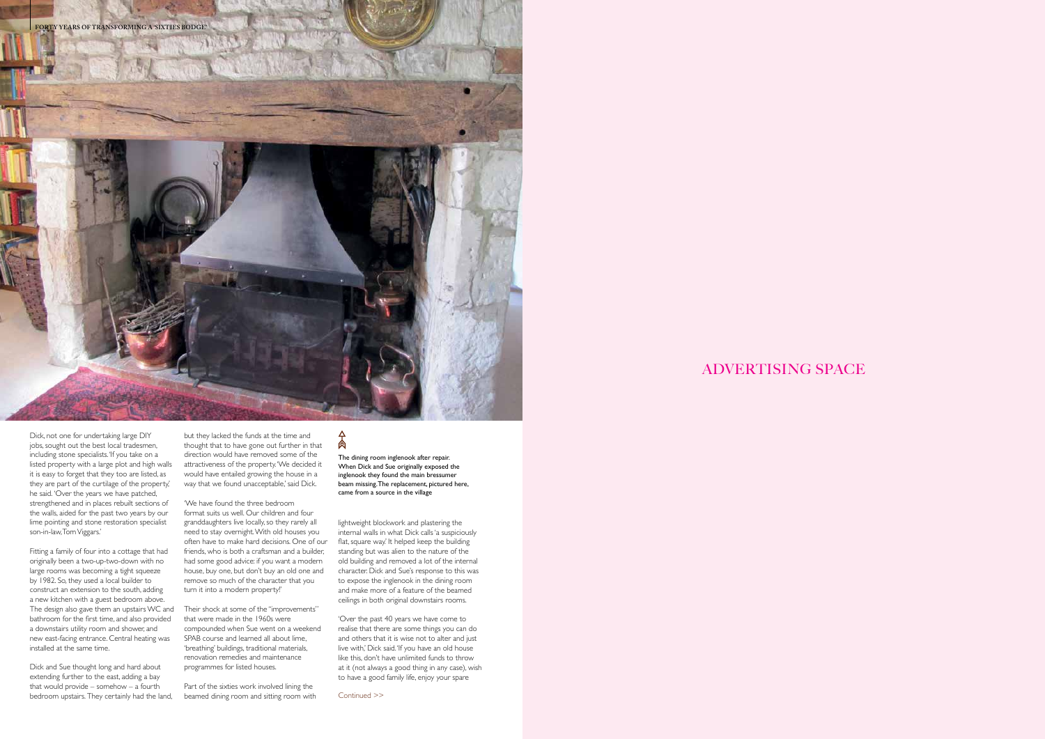Dick, not one for undertaking large DIY jobs, sought out the best local tradesmen, including stone specialists. 'If you take on a listed property with a large plot and high walls it is easy to forget that they too are listed, as they are part of the curtilage of the property,' he said. 'Over the years we have patched, strengthened and in places rebuilt sections of the walls, aided for the past two years by our lime pointing and stone restoration specialist son-in-law, Tom Viggars.'

Fitting a family of four into a cottage that had originally been a two-up-two-down with no large rooms was becoming a tight squeeze by 1982. So, they used a local builder to construct an extension to the south, adding a new kitchen with a guest bedroom above. The design also gave them an upstairs WC and bathroom for the first time, and also provided a downstairs utility room and shower, and new east-facing entrance. Central heating was installed at the same time.

Dick and Sue thought long and hard about extending further to the east, adding a bay that would provide – somehow – a fourth bedroom upstairs. They certainly had the land, but they lacked the funds at the time and thought that to have gone out further in that direction would have removed some of the attractiveness of the property. 'We decided it would have entailed growing the house in a way that we found unacceptable,' said Dick.

'We have found the three bedroom format suits us well. Our children and four granddaughters live locally, so they rarely all need to stay overnight. With old houses you often have to make hard decisions. One of our friends, who is both a craftsman and a builder, had some good advice: if you want a modern house, buy one, but don't buy an old one and remove so much of the character that you turn it into a modern property!'

Their shock at some of the "improvements" that were made in the 1960s were compounded when Sue went on a weekend SPAB course and learned all about lime, 'breathing' buildings, traditional materials, renovation remedies and maintenance programmes for listed houses.

Part of the sixties work involved lining the beamed dining room and sitting room with lightweight blockwork and plastering the internal walls in what Dick calls 'a suspiciously flat, square way.' It helped keep the building standing but was alien to the nature of the old building and removed a lot of the internal character. Dick and Sue's response to this was to expose the inglenook in the dining room and make more of a feature of the beamed ceilings in both original downstairs rooms.

'Over the past 40 years we have come to realise that there are some things you can do and others that it is wise not to alter and just live with,' Dick said. 'If you have an old house like this, don't have unlimited funds to throw at it (not always a good thing in any case), wish to have a good family life, enjoy your spare

Continued >>

The dining room inglenook after repair. When Dick and Sue originally exposed the inglenook they found the main bressumer beam missing. The replacement, pictured here, came from a source in the village

ADVERTISING SPACE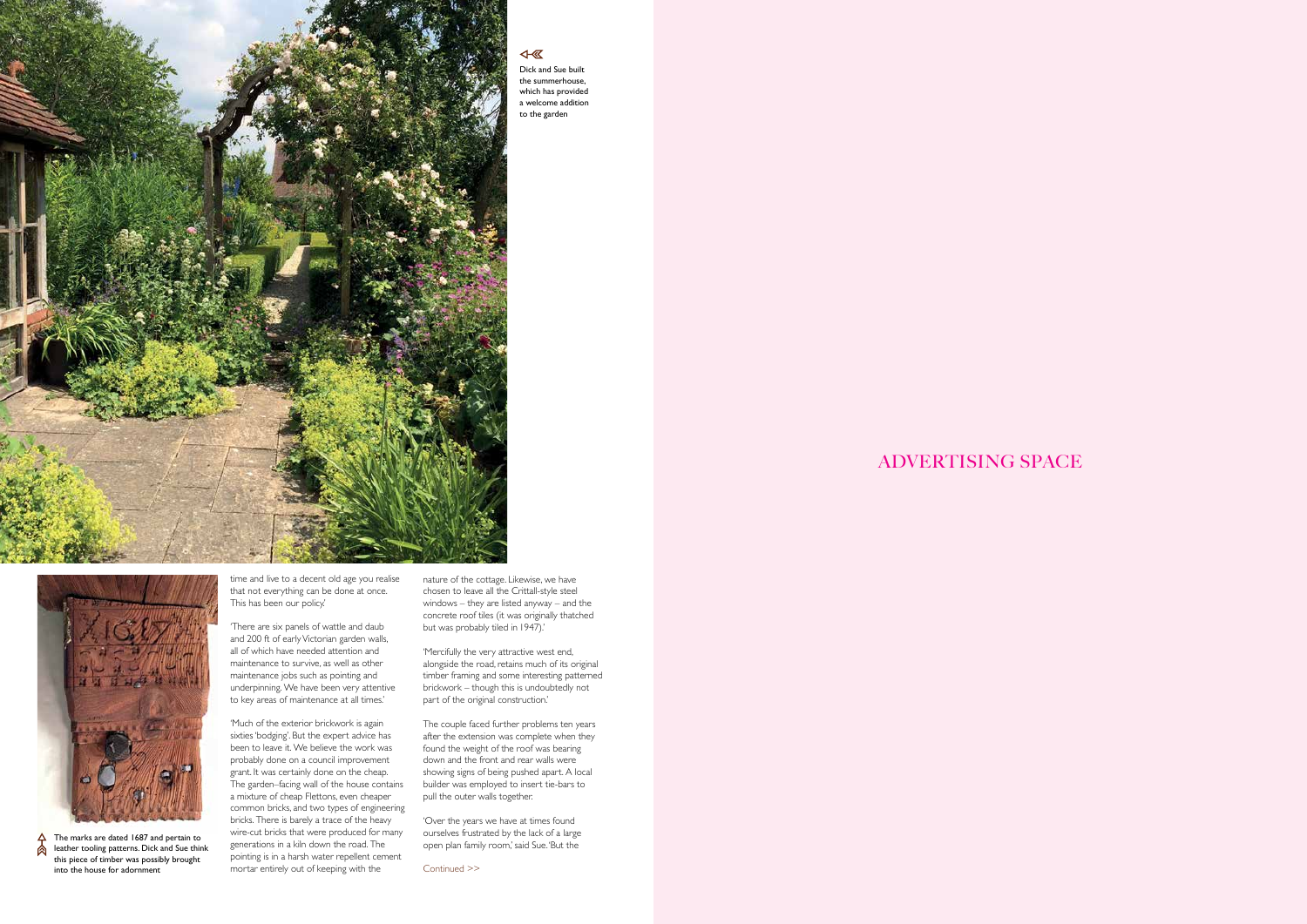Dick and Sue built the summerhouse, which has provided a welcome addition to the garden

The marks are dated 1687 and pertain to leather tooling patterns. Dick and Sue think this piece of timber was possibly brought into the house for adornment

time and live to a decent old age you realise that not everything can be done at once. This has been our policy.'

'There are six panels of wattle and daub and 200 ft of early Victorian garden walls, all of which have needed attention and maintenance to survive, as well as other maintenance jobs such as pointing and underpinning. We have been very attentive to key areas of maintenance at all times.'

'Much of the exterior brickwork is again sixties 'bodging'. But the expert advice has been to leave it. We believe the work was probably done on a council improvement grant. It was certainly done on the cheap. The garden-facing wall of the house contains a mixture of cheap Flettons, even cheaper common bricks, and two types of engineering bricks. There is barely a trace of the heavy wire-cut bricks that were produced for many generations in a kiln down the road. The pointing is in a harsh water repellent cement mortar entirely out of keeping with the nature of the cottage. Likewise, we have chosen to leave all the Crittall-style steel windows – they are listed anyway – and the concrete roof tiles (it was originally thatched but was probably tiled in 1947).'

'Mercifully the very attractive west end, alongside the road, retains much of its original timber framing and some interesting patterned brickwork – though this is undoubtedly not part of the original construction.'

The couple faced further problems ten years after the extension was complete when they found the weight of the roof was bearing down and the front and rear walls were showing signs of being pushed apart. A local builder was employed to insert tie-bars to pull the outer walls together.

'Over the years we have at times found ourselves frustrated by the lack of a large open plan family room,' said Sue. 'But the

Continued >>

ADVERTISING SPACE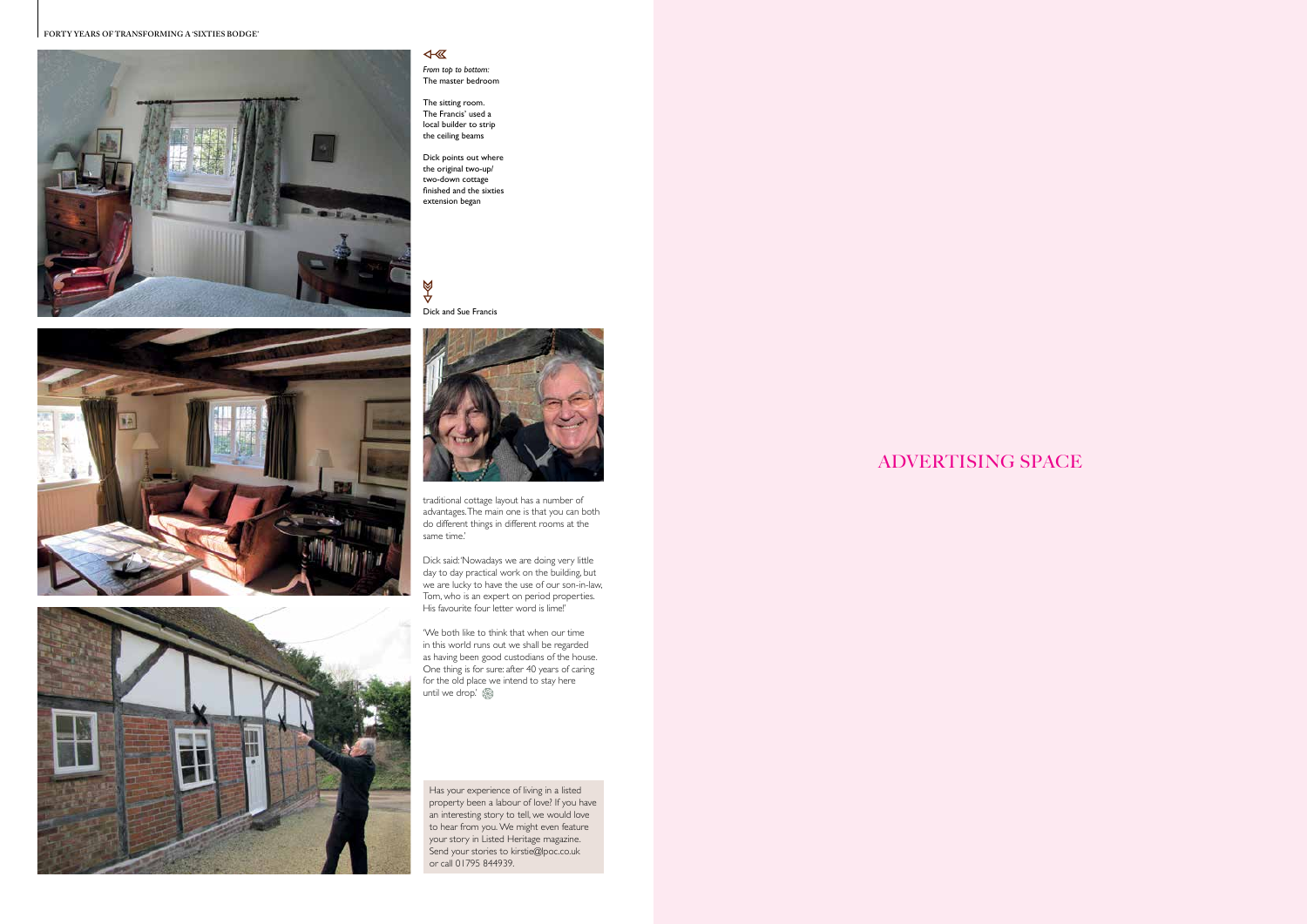*From top to bottom:*
The master bedroom

The sitting room. The Francis' used a local builder to strip the ceiling beams

Dick points out where the original two-up/two-down cottage finished and the sixties extension began

Dick and Sue Francis

traditional cottage layout has a number of advantages. The main one is that you can both do different things in different rooms at the same time.'

Dick said: 'Nowadays we are doing very little day to day practical work on the building, but we are lucky to have the use of our son-in-law, Tom, who is an expert on period properties. His favourite four letter word is lime!'

'We both like to think that when our time in this world runs out we shall be regarded as having been good custodians of the house. One thing is for sure: after 40 years of caring for the old place we intend to stay here until we drop.'

Has your experience of living in a listed property been a labour of love? If you have an interesting story to tell, we would love to hear from you. We might even feature your story in Listed Heritage magazine. Send your stories to kirstie@lpoc.co.uk or call 01795 844939.

ADVERTISING SPACE